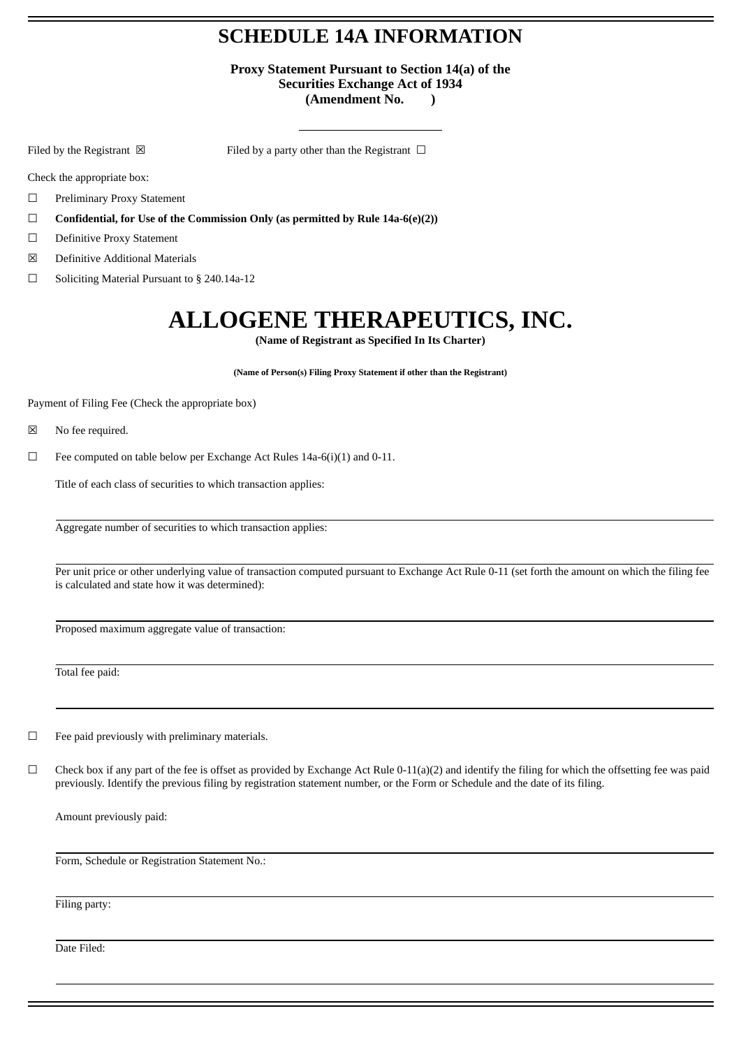# SCHEDULE 14A INFORMATION

**Proxy Statement Pursuant to Section 14(a) of the Securities Exchange Act of 1934**
**(Amendment No. )**

Filed by the Registrant ☒ Filed by a party other than the Registrant ☐

Check the appropriate box:

☐ Preliminary Proxy Statement

☐ **Confidential, for Use of the Commission Only (as permitted by Rule 14a-6(e)(2))**

☐ Definitive Proxy Statement

☒ Definitive Additional Materials

☐ Soliciting Material Pursuant to § 240.14a-12

# ALLOGENE THERAPEUTICS, INC.

**(Name of Registrant as Specified In Its Charter)**

**(Name of Person(s) Filing Proxy Statement if other than the Registrant)**

Payment of Filing Fee (Check the appropriate box)

☒ No fee required.

☐ Fee computed on table below per Exchange Act Rules 14a-6(i)(1) and 0-11.

Title of each class of securities to which transaction applies:

Aggregate number of securities to which transaction applies:

Per unit price or other underlying value of transaction computed pursuant to Exchange Act Rule 0-11 (set forth the amount on which the filing fee is calculated and state how it was determined):

Proposed maximum aggregate value of transaction:

Total fee paid:

☐ Fee paid previously with preliminary materials.

☐ Check box if any part of the fee is offset as provided by Exchange Act Rule 0-11(a)(2) and identify the filing for which the offsetting fee was paid previously. Identify the previous filing by registration statement number, or the Form or Schedule and the date of its filing.

Amount previously paid:

Form, Schedule or Registration Statement No.:

Filing party:

Date Filed: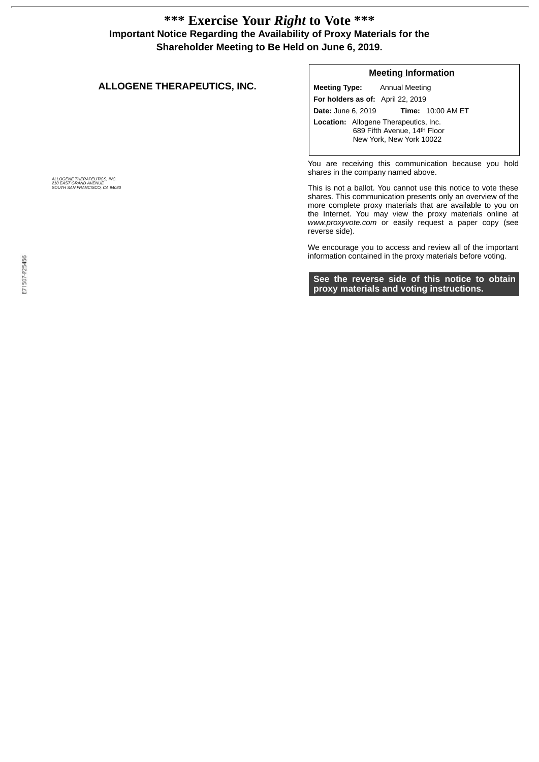# *** Exercise Your *Right* to Vote ***

**Important Notice Regarding the Availability of Proxy Materials for the Shareholder Meeting to Be Held on June 6, 2019.**

## ALLOGENE THERAPEUTICS, INC.

*ALLOGENE THERAPEUTICS, INC.*
*210 EAST GRAND AVENUE*
*SOUTH SAN FRANCISCO, CA 94080*

E71507-P25456

**Meeting Information**

**Meeting Type:** Annual Meeting

**For holders as of:** April 22, 2019

**Date:** June 6, 2019 **Time:** 10:00 AM ET

**Location:** Allogene Therapeutics, Inc.
689 Fifth Avenue, 14th Floor
New York, New York 10022

You are receiving this communication because you hold shares in the company named above.

This is not a ballot. You cannot use this notice to vote these shares. This communication presents only an overview of the more complete proxy materials that are available to you on the Internet. You may view the proxy materials online at *www.proxyvote.com* or easily request a paper copy (see reverse side).

We encourage you to access and review all of the important information contained in the proxy materials before voting.

**See the reverse side of this notice to obtain proxy materials and voting instructions.**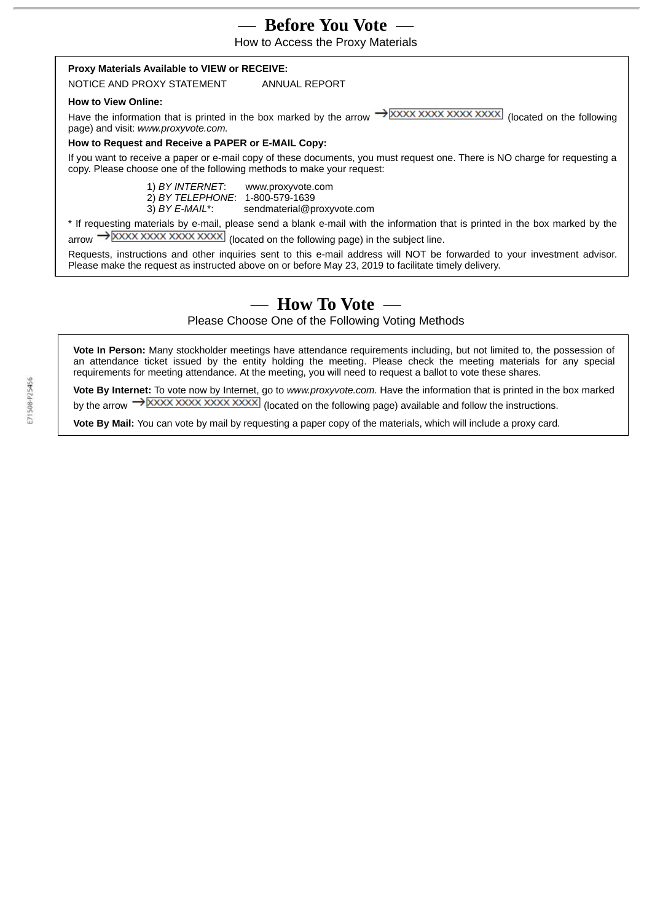# — Before You Vote —

How to Access the Proxy Materials

**Proxy Materials Available to VIEW or RECEIVE:**

NOTICE AND PROXY STATEMENT    ANNUAL REPORT

**How to View Online:**

Have the information that is printed in the box marked by the arrow → XXXX XXXX XXXX XXXX (located on the following page) and visit: *www.proxyvote.com.*

**How to Request and Receive a PAPER or E-MAIL Copy:**

If you want to receive a paper or e-mail copy of these documents, you must request one. There is NO charge for requesting a copy. Please choose one of the following methods to make your request:

1) *BY INTERNET*: www.proxyvote.com
2) *BY TELEPHONE*: 1-800-579-1639
3) *BY E-MAIL**: sendmaterial@proxyvote.com

* If requesting materials by e-mail, please send a blank e-mail with the information that is printed in the box marked by the arrow → XXXX XXXX XXXX XXXX (located on the following page) in the subject line.

Requests, instructions and other inquiries sent to this e-mail address will NOT be forwarded to your investment advisor. Please make the request as instructed above on or before May 23, 2019 to facilitate timely delivery.

# — How To Vote —

Please Choose One of the Following Voting Methods

**Vote In Person:** Many stockholder meetings have attendance requirements including, but not limited to, the possession of an attendance ticket issued by the entity holding the meeting. Please check the meeting materials for any special requirements for meeting attendance. At the meeting, you will need to request a ballot to vote these shares.

**Vote By Internet:** To vote now by Internet, go to *www.proxyvote.com.* Have the information that is printed in the box marked by the arrow → XXXX XXXX XXXX XXXX (located on the following page) available and follow the instructions.

**Vote By Mail:** You can vote by mail by requesting a paper copy of the materials, which will include a proxy card.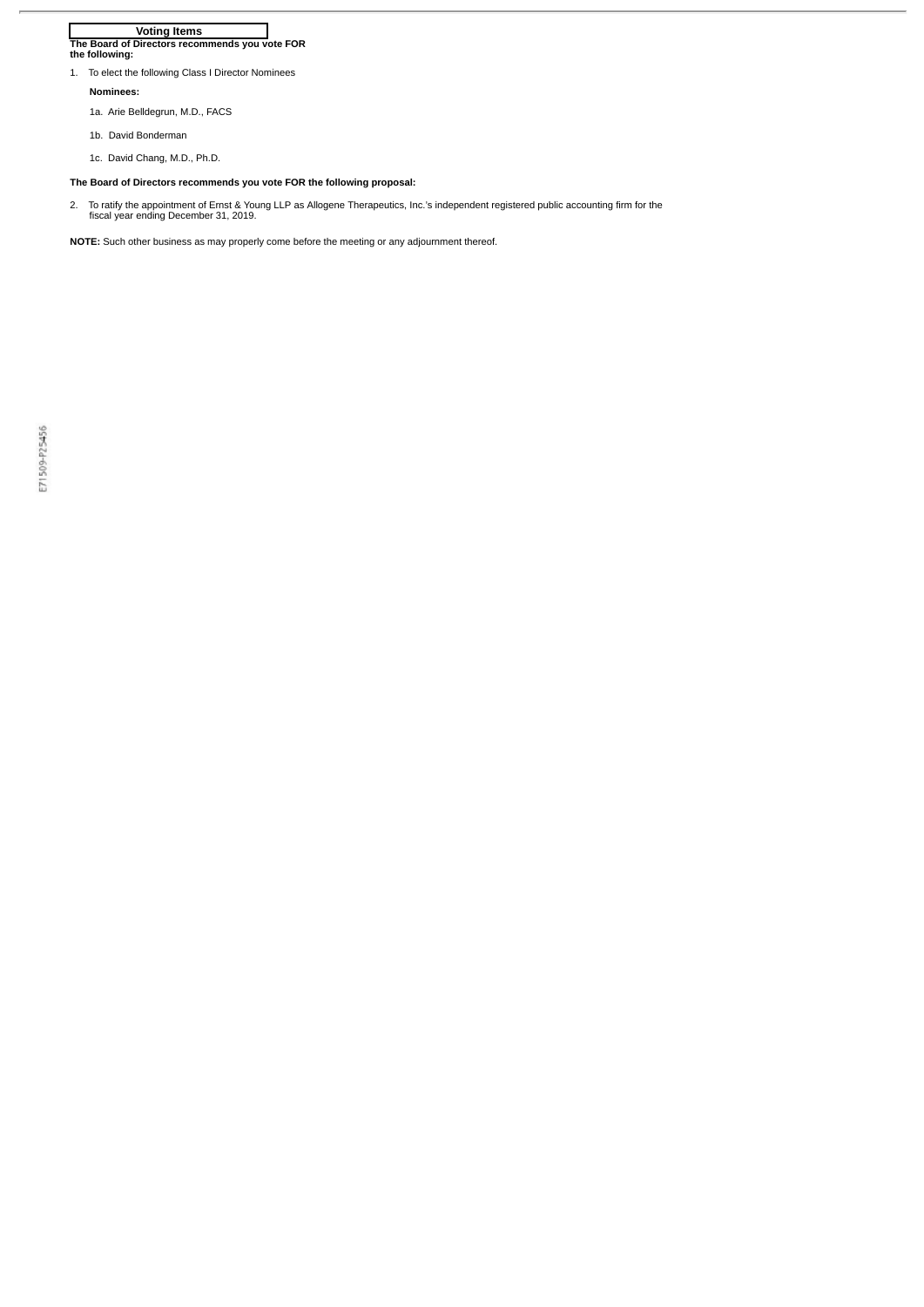**Voting Items**

**The Board of Directors recommends you vote FOR the following:**

1. To elect the following Class I Director Nominees

   **Nominees:**

   1a. Arie Belldegrun, M.D., FACS

   1b. David Bonderman

   1c. David Chang, M.D., Ph.D.

**The Board of Directors recommends you vote FOR the following proposal:**

2. To ratify the appointment of Ernst & Young LLP as Allogene Therapeutics, Inc.'s independent registered public accounting firm for the fiscal year ending December 31, 2019.

**NOTE:** Such other business as may properly come before the meeting or any adjournment thereof.

E71509-P25456